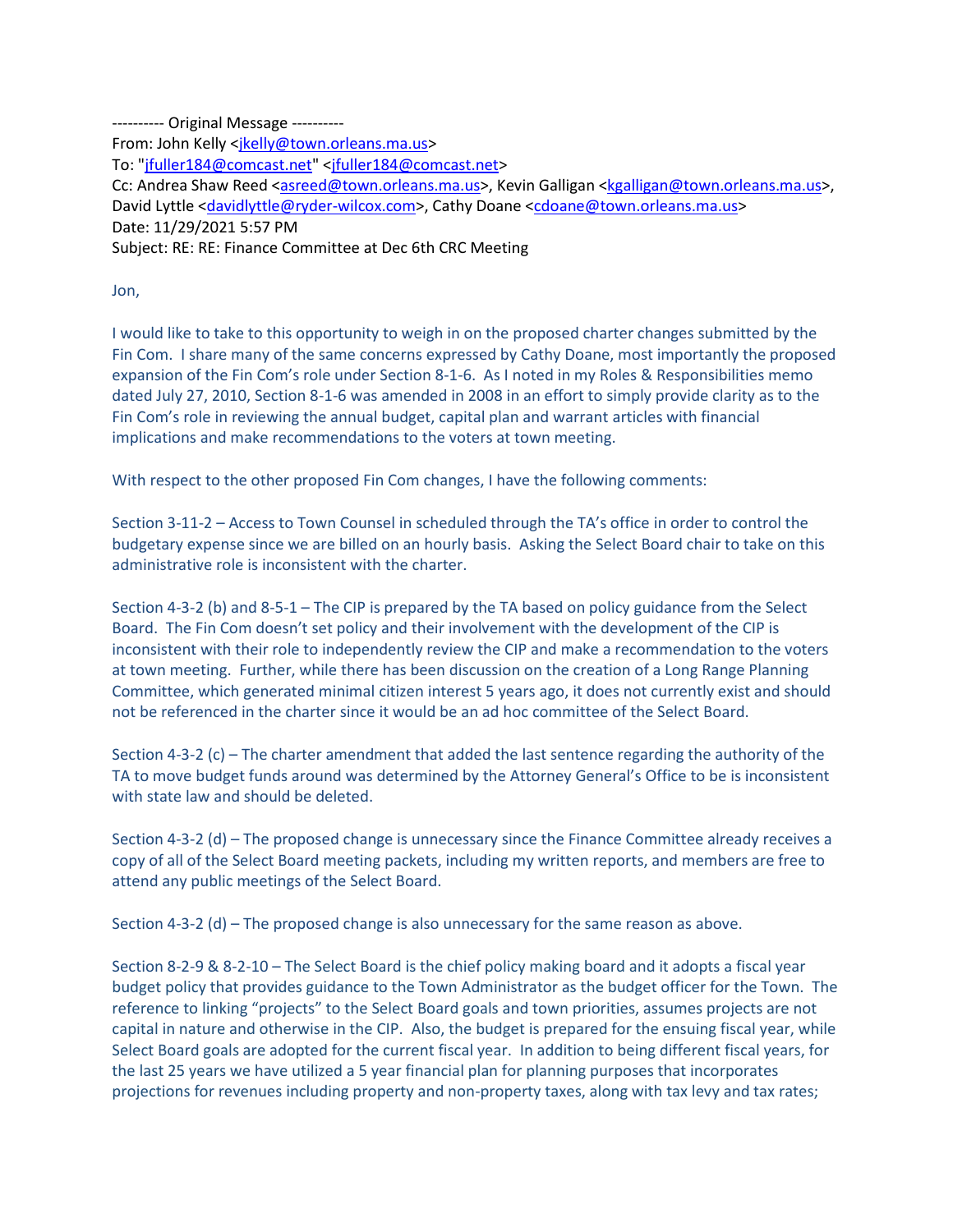---------- Original Message ----------
From: John Kelly <jkelly@town.orleans.ma.us>
To: "jfuller184@comcast.net" <jfuller184@comcast.net>
Cc: Andrea Shaw Reed <asreed@town.orleans.ma.us>, Kevin Galligan <kgalligan@town.orleans.ma.us>, David Lyttle <davidlyttle@ryder-wilcox.com>, Cathy Doane <cdoane@town.orleans.ma.us>
Date: 11/29/2021 5:57 PM
Subject: RE: RE: Finance Committee at Dec 6th CRC Meeting

Jon,

I would like to take to this opportunity to weigh in on the proposed charter changes submitted by the Fin Com. I share many of the same concerns expressed by Cathy Doane, most importantly the proposed expansion of the Fin Com's role under Section 8-1-6. As I noted in my Roles & Responsibilities memo dated July 27, 2010, Section 8-1-6 was amended in 2008 in an effort to simply provide clarity as to the Fin Com's role in reviewing the annual budget, capital plan and warrant articles with financial implications and make recommendations to the voters at town meeting.

With respect to the other proposed Fin Com changes, I have the following comments:

Section 3-11-2 – Access to Town Counsel in scheduled through the TA's office in order to control the budgetary expense since we are billed on an hourly basis. Asking the Select Board chair to take on this administrative role is inconsistent with the charter.

Section 4-3-2 (b) and 8-5-1 – The CIP is prepared by the TA based on policy guidance from the Select Board. The Fin Com doesn't set policy and their involvement with the development of the CIP is inconsistent with their role to independently review the CIP and make a recommendation to the voters at town meeting. Further, while there has been discussion on the creation of a Long Range Planning Committee, which generated minimal citizen interest 5 years ago, it does not currently exist and should not be referenced in the charter since it would be an ad hoc committee of the Select Board.

Section 4-3-2 (c) – The charter amendment that added the last sentence regarding the authority of the TA to move budget funds around was determined by the Attorney General's Office to be is inconsistent with state law and should be deleted.

Section 4-3-2 (d) – The proposed change is unnecessary since the Finance Committee already receives a copy of all of the Select Board meeting packets, including my written reports, and members are free to attend any public meetings of the Select Board.

Section 4-3-2 (d) – The proposed change is also unnecessary for the same reason as above.

Section 8-2-9 & 8-2-10 – The Select Board is the chief policy making board and it adopts a fiscal year budget policy that provides guidance to the Town Administrator as the budget officer for the Town. The reference to linking "projects" to the Select Board goals and town priorities, assumes projects are not capital in nature and otherwise in the CIP. Also, the budget is prepared for the ensuing fiscal year, while Select Board goals are adopted for the current fiscal year. In addition to being different fiscal years, for the last 25 years we have utilized a 5 year financial plan for planning purposes that incorporates projections for revenues including property and non-property taxes, along with tax levy and tax rates;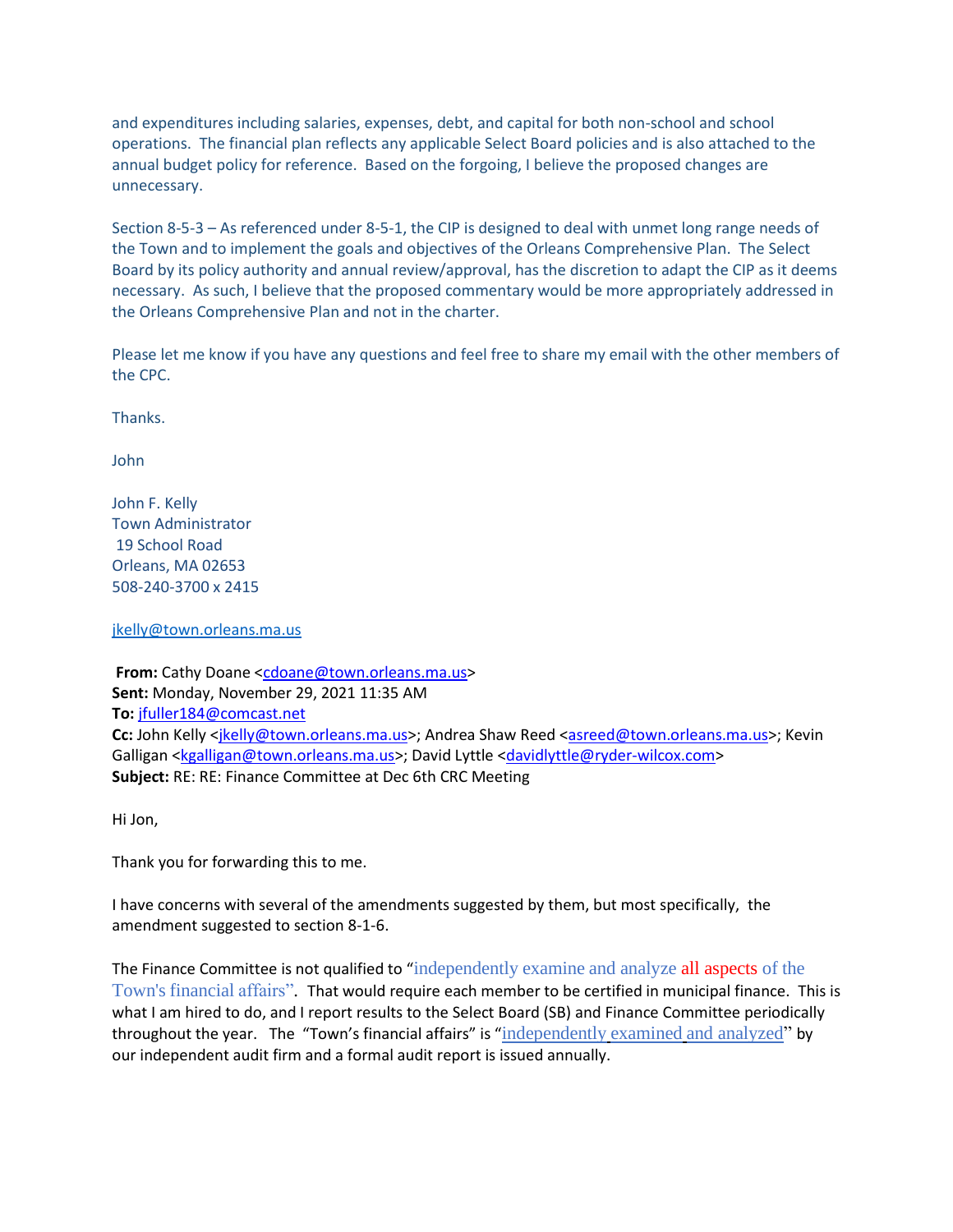and expenditures including salaries, expenses, debt, and capital for both non-school and school operations. The financial plan reflects any applicable Select Board policies and is also attached to the annual budget policy for reference. Based on the forgoing, I believe the proposed changes are unnecessary.

Section 8-5-3 – As referenced under 8-5-1, the CIP is designed to deal with unmet long range needs of the Town and to implement the goals and objectives of the Orleans Comprehensive Plan. The Select Board by its policy authority and annual review/approval, has the discretion to adapt the CIP as it deems necessary. As such, I believe that the proposed commentary would be more appropriately addressed in the Orleans Comprehensive Plan and not in the charter.

Please let me know if you have any questions and feel free to share my email with the other members of the CPC.

Thanks.

John

John F. Kelly
Town Administrator
19 School Road
Orleans, MA 02653
508-240-3700 x 2415

jkelly@town.orleans.ma.us

**From:** Cathy Doane <cdoane@town.orleans.ma.us>
**Sent:** Monday, November 29, 2021 11:35 AM
**To:** jfuller184@comcast.net
**Cc:** John Kelly <jkelly@town.orleans.ma.us>; Andrea Shaw Reed <asreed@town.orleans.ma.us>; Kevin Galligan <kgalligan@town.orleans.ma.us>; David Lyttle <davidlyttle@ryder-wilcox.com>
**Subject:** RE: RE: Finance Committee at Dec 6th CRC Meeting

Hi Jon,

Thank you for forwarding this to me.

I have concerns with several of the amendments suggested by them, but most specifically, the amendment suggested to section 8-1-6.

The Finance Committee is not qualified to "independently examine and analyze all aspects of the Town's financial affairs". That would require each member to be certified in municipal finance. This is what I am hired to do, and I report results to the Select Board (SB) and Finance Committee periodically throughout the year. The "Town's financial affairs" is "independently examined and analyzed" by our independent audit firm and a formal audit report is issued annually.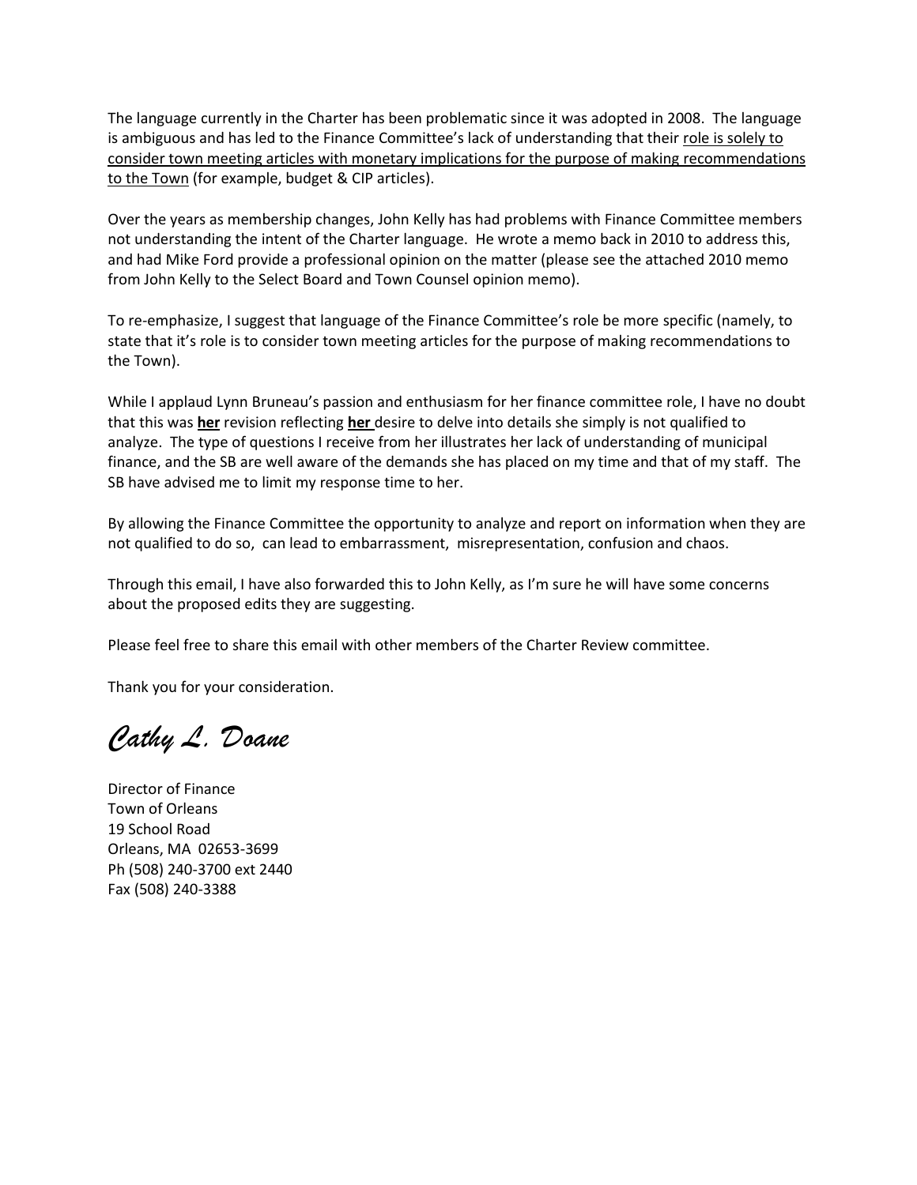The language currently in the Charter has been problematic since it was adopted in 2008. The language is ambiguous and has led to the Finance Committee's lack of understanding that their <u>role is solely to consider town meeting articles with monetary implications for the purpose of making recommendations to the Town</u> (for example, budget & CIP articles).

Over the years as membership changes, John Kelly has had problems with Finance Committee members not understanding the intent of the Charter language. He wrote a memo back in 2010 to address this, and had Mike Ford provide a professional opinion on the matter (please see the attached 2010 memo from John Kelly to the Select Board and Town Counsel opinion memo).

To re-emphasize, I suggest that language of the Finance Committee's role be more specific (namely, to state that it's role is to consider town meeting articles for the purpose of making recommendations to the Town).

While I applaud Lynn Bruneau's passion and enthusiasm for her finance committee role, I have no doubt that this was <u>**her**</u> revision reflecting <u>**her**</u> desire to delve into details she simply is not qualified to analyze. The type of questions I receive from her illustrates her lack of understanding of municipal finance, and the SB are well aware of the demands she has placed on my time and that of my staff. The SB have advised me to limit my response time to her.

By allowing the Finance Committee the opportunity to analyze and report on information when they are not qualified to do so, can lead to embarrassment, misrepresentation, confusion and chaos.

Through this email, I have also forwarded this to John Kelly, as I'm sure he will have some concerns about the proposed edits they are suggesting.

Please feel free to share this email with other members of the Charter Review committee.

Thank you for your consideration.

*Cathy L. Doane*

Director of Finance
Town of Orleans
19 School Road
Orleans, MA 02653-3699
Ph (508) 240-3700 ext 2440
Fax (508) 240-3388